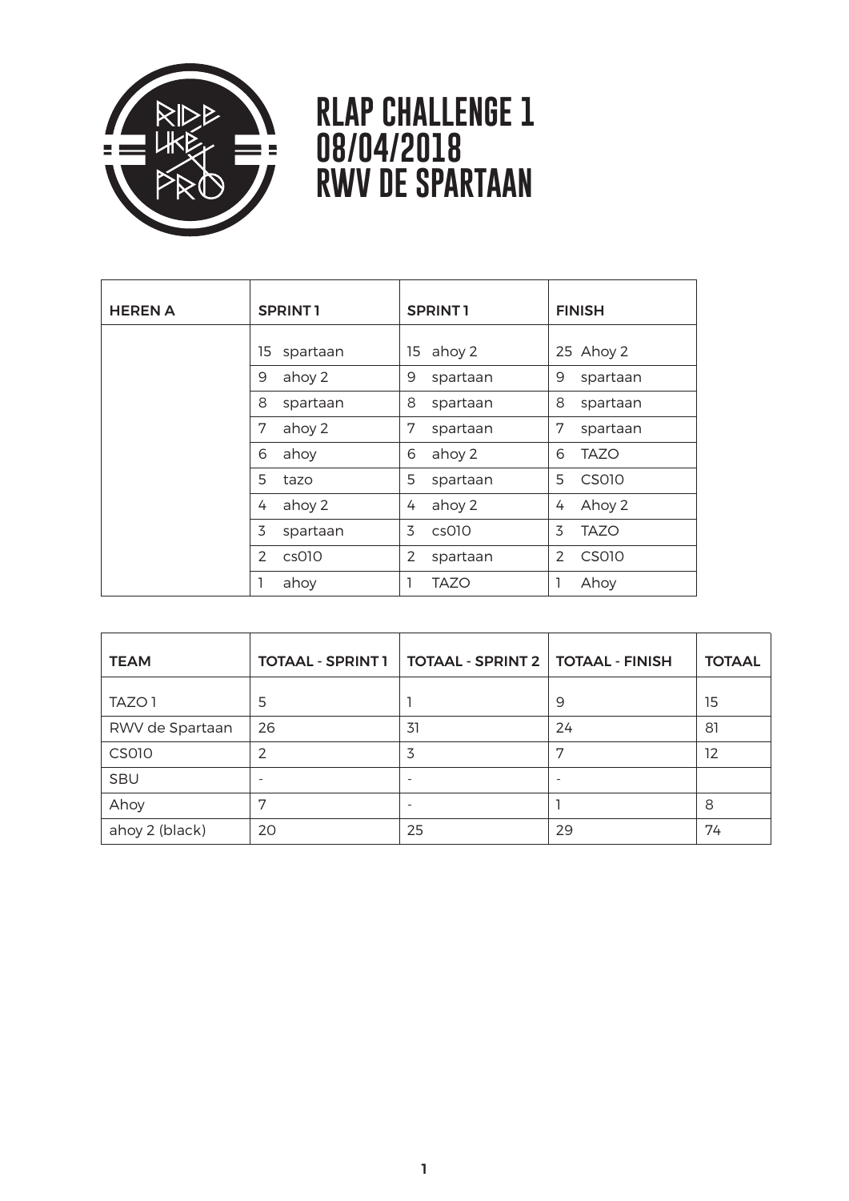# RLAP CHALLENGE 1
# 08/04/2018
# RWV DE SPARTAAN

| HEREN A | SPRINT 1 | SPRINT 1 | FINISH |
|---|---|---|---|
| | 15 spartaan | 15 ahoy 2 | 25 Ahoy 2 |
| | 9 ahoy 2 | 9 spartaan | 9 spartaan |
| | 8 spartaan | 8 spartaan | 8 spartaan |
| | 7 ahoy 2 | 7 spartaan | 7 spartaan |
| | 6 ahoy | 6 ahoy 2 | 6 TAZO |
| | 5 tazo | 5 spartaan | 5 CS010 |
| | 4 ahoy 2 | 4 ahoy 2 | 4 Ahoy 2 |
| | 3 spartaan | 3 cs010 | 3 TAZO |
| | 2 cs010 | 2 spartaan | 2 CS010 |
| | 1 ahoy | 1 TAZO | 1 Ahoy |

| TEAM | TOTAAL - SPRINT 1 | TOTAAL - SPRINT 2 | TOTAAL - FINISH | TOTAAL |
|---|---|---|---|---|
| TAZO 1 | 5 | 1 | 9 | 15 |
| RWV de Spartaan | 26 | 31 | 24 | 81 |
| CS010 | 2 | 3 | 7 | 12 |
| SBU | - | - | - | |
| Ahoy | 7 | - | 1 | 8 |
| ahoy 2 (black) | 20 | 25 | 29 | 74 |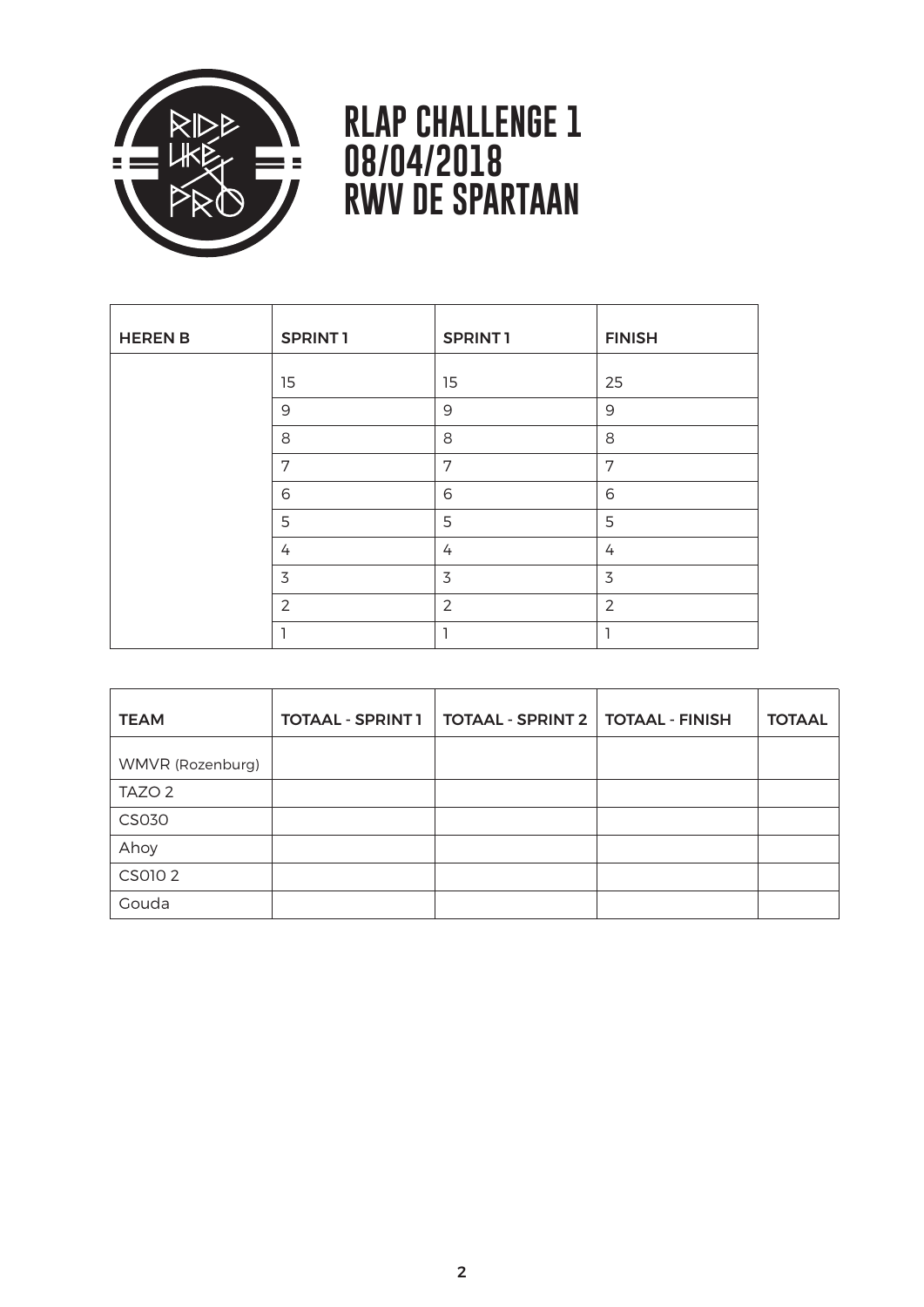# RLAP CHALLENGE 1
# 08/04/2018
# RWV DE SPARTAAN

| HEREN B | SPRINT 1 | SPRINT 1 | FINISH |
|---|---|---|---|
| | 15 | 15 | 25 |
| | 9 | 9 | 9 |
| | 8 | 8 | 8 |
| | 7 | 7 | 7 |
| | 6 | 6 | 6 |
| | 5 | 5 | 5 |
| | 4 | 4 | 4 |
| | 3 | 3 | 3 |
| | 2 | 2 | 2 |
| | 1 | 1 | 1 |

| TEAM | TOTAAL - SPRINT 1 | TOTAAL - SPRINT 2 | TOTAAL - FINISH | TOTAAL |
|---|---|---|---|---|
| WMVR (Rozenburg) | | | | |
| TAZO 2 | | | | |
| CS030 | | | | |
| Ahoy | | | | |
| CS010 2 | | | | |
| Gouda | | | | |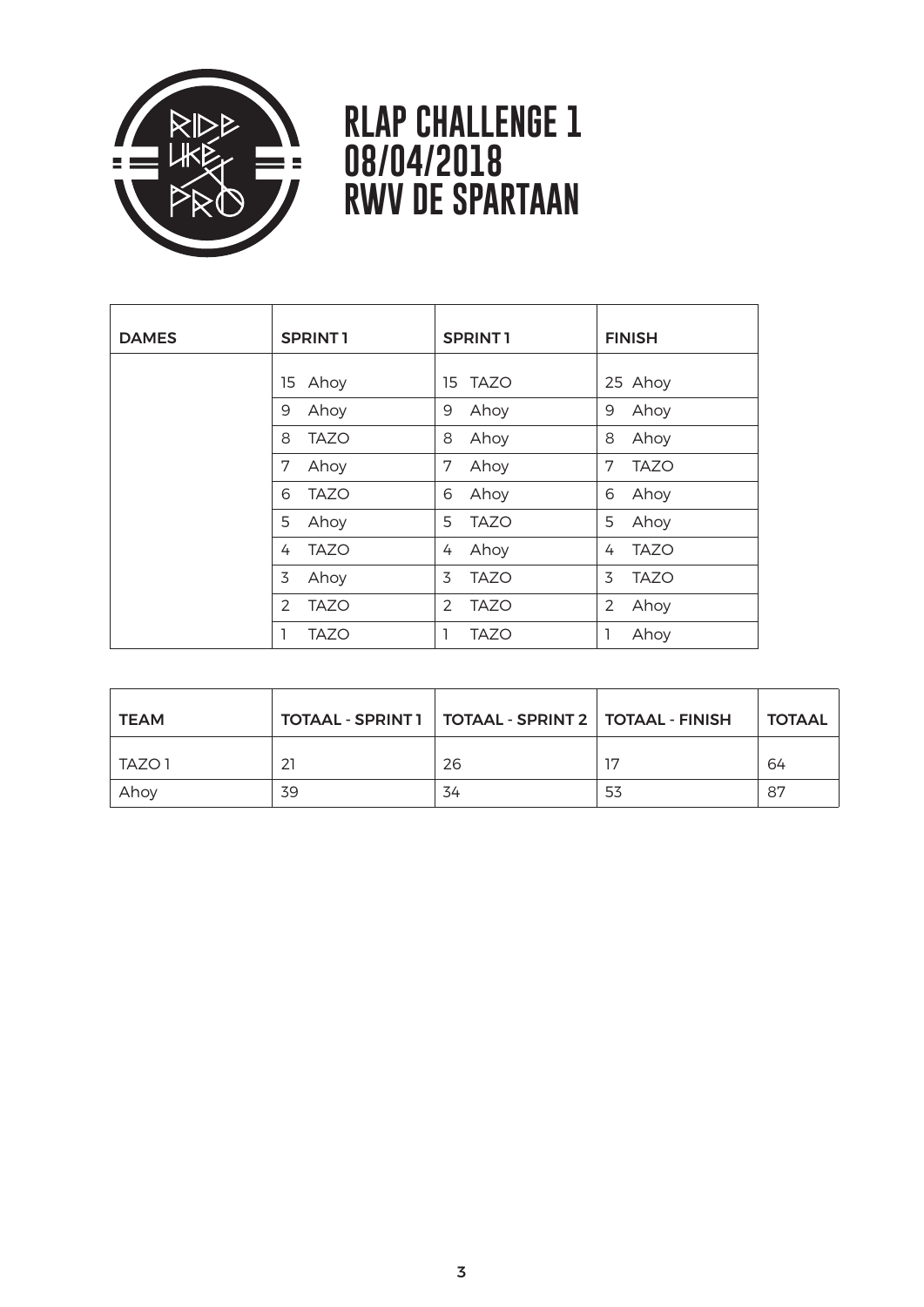# RLAP CHALLENGE 1
# 08/04/2018
# RWV DE SPARTAAN

| DAMES | SPRINT 1 | SPRINT 1 | FINISH |
|---|---|---|---|
| | 15 Ahoy | 15 TAZO | 25 Ahoy |
| | 9 Ahoy | 9 Ahoy | 9 Ahoy |
| | 8 TAZO | 8 Ahoy | 8 Ahoy |
| | 7 Ahoy | 7 Ahoy | 7 TAZO |
| | 6 TAZO | 6 Ahoy | 6 Ahoy |
| | 5 Ahoy | 5 TAZO | 5 Ahoy |
| | 4 TAZO | 4 Ahoy | 4 TAZO |
| | 3 Ahoy | 3 TAZO | 3 TAZO |
| | 2 TAZO | 2 TAZO | 2 Ahoy |
| | 1 TAZO | 1 TAZO | 1 Ahoy |

| TEAM | TOTAAL - SPRINT 1 | TOTAAL - SPRINT 2 | TOTAAL - FINISH | TOTAAL |
|---|---|---|---|---|
| TAZO 1 | 21 | 26 | 17 | 64 |
| Ahoy | 39 | 34 | 53 | 87 |